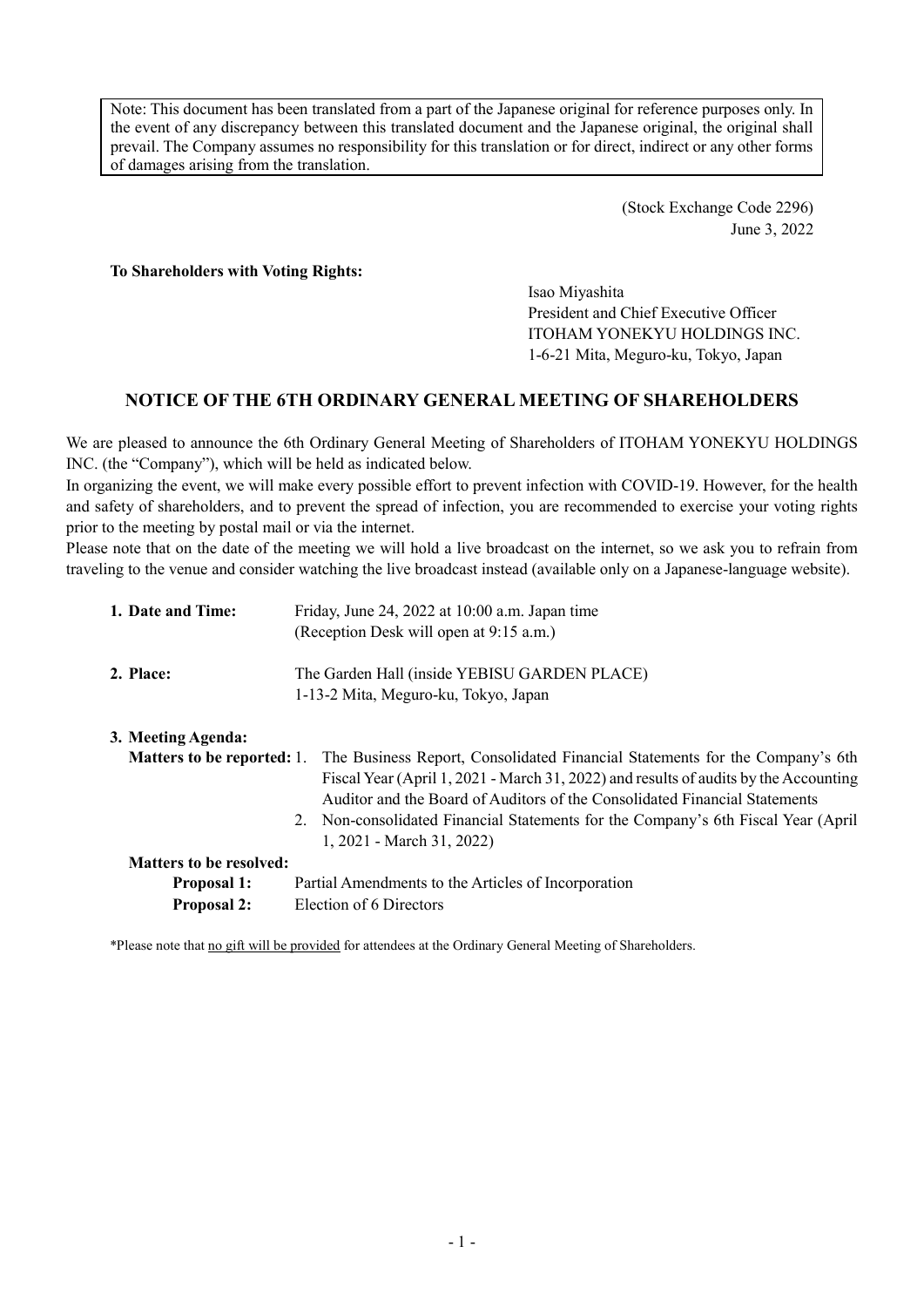Note: This document has been translated from a part of the Japanese original for reference purposes only. In the event of any discrepancy between this translated document and the Japanese original, the original shall prevail. The Company assumes no responsibility for this translation or for direct, indirect or any other forms of damages arising from the translation.

(Stock Exchange Code 2296)
June 3, 2022

**To Shareholders with Voting Rights:**

Isao Miyashita
President and Chief Executive Officer
ITOHAM YONEKYU HOLDINGS INC.
1-6-21 Mita, Meguro-ku, Tokyo, Japan

## NOTICE OF THE 6TH ORDINARY GENERAL MEETING OF SHAREHOLDERS

We are pleased to announce the 6th Ordinary General Meeting of Shareholders of ITOHAM YONEKYU HOLDINGS INC. (the "Company"), which will be held as indicated below.
In organizing the event, we will make every possible effort to prevent infection with COVID-19. However, for the health and safety of shareholders, and to prevent the spread of infection, you are recommended to exercise your voting rights prior to the meeting by postal mail or via the internet.
Please note that on the date of the meeting we will hold a live broadcast on the internet, so we ask you to refrain from traveling to the venue and consider watching the live broadcast instead (available only on a Japanese-language website).

**1. Date and Time:** Friday, June 24, 2022 at 10:00 a.m. Japan time
(Reception Desk will open at 9:15 a.m.)

**2. Place:** The Garden Hall (inside YEBISU GARDEN PLACE)
1-13-2 Mita, Meguro-ku, Tokyo, Japan

**3. Meeting Agenda:**

**Matters to be reported:**

1. The Business Report, Consolidated Financial Statements for the Company's 6th Fiscal Year (April 1, 2021 - March 31, 2022) and results of audits by the Accounting Auditor and the Board of Auditors of the Consolidated Financial Statements
2. Non-consolidated Financial Statements for the Company's 6th Fiscal Year (April 1, 2021 - March 31, 2022)

**Matters to be resolved:**

**Proposal 1:** Partial Amendments to the Articles of Incorporation

**Proposal 2:** Election of 6 Directors

*Please note that no gift will be provided for attendees at the Ordinary General Meeting of Shareholders.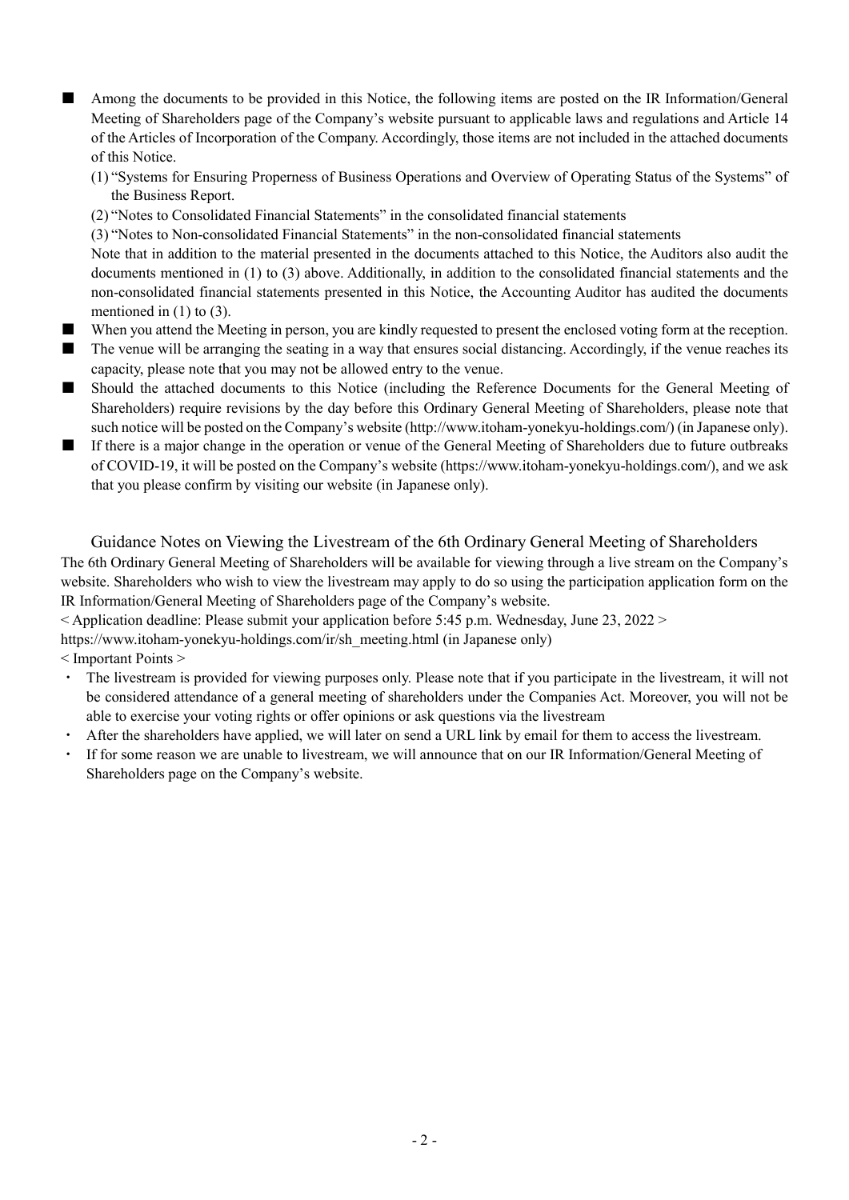- ■ Among the documents to be provided in this Notice, the following items are posted on the IR Information/General Meeting of Shareholders page of the Company's website pursuant to applicable laws and regulations and Article 14 of the Articles of Incorporation of the Company. Accordingly, those items are not included in the attached documents of this Notice.
  (1) "Systems for Ensuring Properness of Business Operations and Overview of Operating Status of the Systems" of the Business Report.
  (2) "Notes to Consolidated Financial Statements" in the consolidated financial statements
  (3) "Notes to Non-consolidated Financial Statements" in the non-consolidated financial statements
  Note that in addition to the material presented in the documents attached to this Notice, the Auditors also audit the documents mentioned in (1) to (3) above. Additionally, in addition to the consolidated financial statements and the non-consolidated financial statements presented in this Notice, the Accounting Auditor has audited the documents mentioned in (1) to (3).
- ■ When you attend the Meeting in person, you are kindly requested to present the enclosed voting form at the reception.
- ■ The venue will be arranging the seating in a way that ensures social distancing. Accordingly, if the venue reaches its capacity, please note that you may not be allowed entry to the venue.
- ■ Should the attached documents to this Notice (including the Reference Documents for the General Meeting of Shareholders) require revisions by the day before this Ordinary General Meeting of Shareholders, please note that such notice will be posted on the Company's website (http://www.itoham-yonekyu-holdings.com/) (in Japanese only).
- ■ If there is a major change in the operation or venue of the General Meeting of Shareholders due to future outbreaks of COVID-19, it will be posted on the Company's website (https://www.itoham-yonekyu-holdings.com/), and we ask that you please confirm by visiting our website (in Japanese only).

## Guidance Notes on Viewing the Livestream of the 6th Ordinary General Meeting of Shareholders

The 6th Ordinary General Meeting of Shareholders will be available for viewing through a live stream on the Company's website. Shareholders who wish to view the livestream may apply to do so using the participation application form on the IR Information/General Meeting of Shareholders page of the Company's website.

< Application deadline: Please submit your application before 5:45 p.m. Wednesday, June 23, 2022 >

https://www.itoham-yonekyu-holdings.com/ir/sh_meeting.html (in Japanese only)

< Important Points >

- The livestream is provided for viewing purposes only. Please note that if you participate in the livestream, it will not be considered attendance of a general meeting of shareholders under the Companies Act. Moreover, you will not be able to exercise your voting rights or offer opinions or ask questions via the livestream
- After the shareholders have applied, we will later on send a URL link by email for them to access the livestream.
- If for some reason we are unable to livestream, we will announce that on our IR Information/General Meeting of Shareholders page on the Company's website.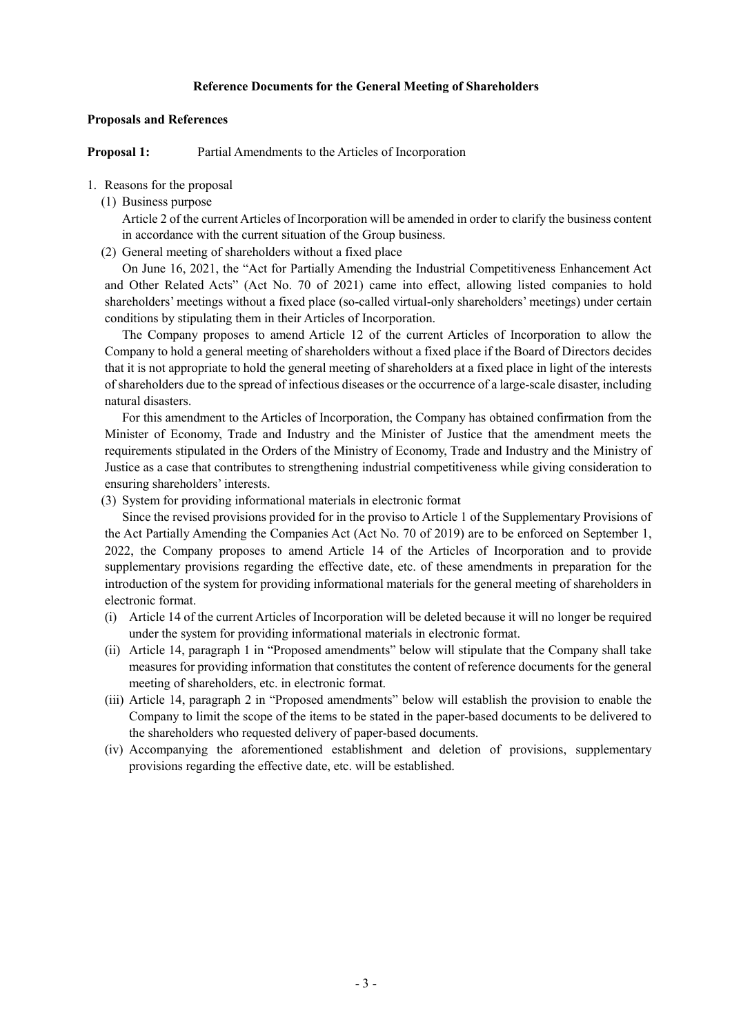## Reference Documents for the General Meeting of Shareholders

**Proposals and References**

**Proposal 1:** Partial Amendments to the Articles of Incorporation

1. Reasons for the proposal
   (1) Business purpose

   Article 2 of the current Articles of Incorporation will be amended in order to clarify the business content in accordance with the current situation of the Group business.

   (2) General meeting of shareholders without a fixed place

   On June 16, 2021, the "Act for Partially Amending the Industrial Competitiveness Enhancement Act and Other Related Acts" (Act No. 70 of 2021) came into effect, allowing listed companies to hold shareholders' meetings without a fixed place (so-called virtual-only shareholders' meetings) under certain conditions by stipulating them in their Articles of Incorporation.

   The Company proposes to amend Article 12 of the current Articles of Incorporation to allow the Company to hold a general meeting of shareholders without a fixed place if the Board of Directors decides that it is not appropriate to hold the general meeting of shareholders at a fixed place in light of the interests of shareholders due to the spread of infectious diseases or the occurrence of a large-scale disaster, including natural disasters.

   For this amendment to the Articles of Incorporation, the Company has obtained confirmation from the Minister of Economy, Trade and Industry and the Minister of Justice that the amendment meets the requirements stipulated in the Orders of the Ministry of Economy, Trade and Industry and the Ministry of Justice as a case that contributes to strengthening industrial competitiveness while giving consideration to ensuring shareholders' interests.

   (3) System for providing informational materials in electronic format

   Since the revised provisions provided for in the proviso to Article 1 of the Supplementary Provisions of the Act Partially Amending the Companies Act (Act No. 70 of 2019) are to be enforced on September 1, 2022, the Company proposes to amend Article 14 of the Articles of Incorporation and to provide supplementary provisions regarding the effective date, etc. of these amendments in preparation for the introduction of the system for providing informational materials for the general meeting of shareholders in electronic format.

   (i) Article 14 of the current Articles of Incorporation will be deleted because it will no longer be required under the system for providing informational materials in electronic format.
   (ii) Article 14, paragraph 1 in "Proposed amendments" below will stipulate that the Company shall take measures for providing information that constitutes the content of reference documents for the general meeting of shareholders, etc. in electronic format.
   (iii) Article 14, paragraph 2 in "Proposed amendments" below will establish the provision to enable the Company to limit the scope of the items to be stated in the paper-based documents to be delivered to the shareholders who requested delivery of paper-based documents.
   (iv) Accompanying the aforementioned establishment and deletion of provisions, supplementary provisions regarding the effective date, etc. will be established.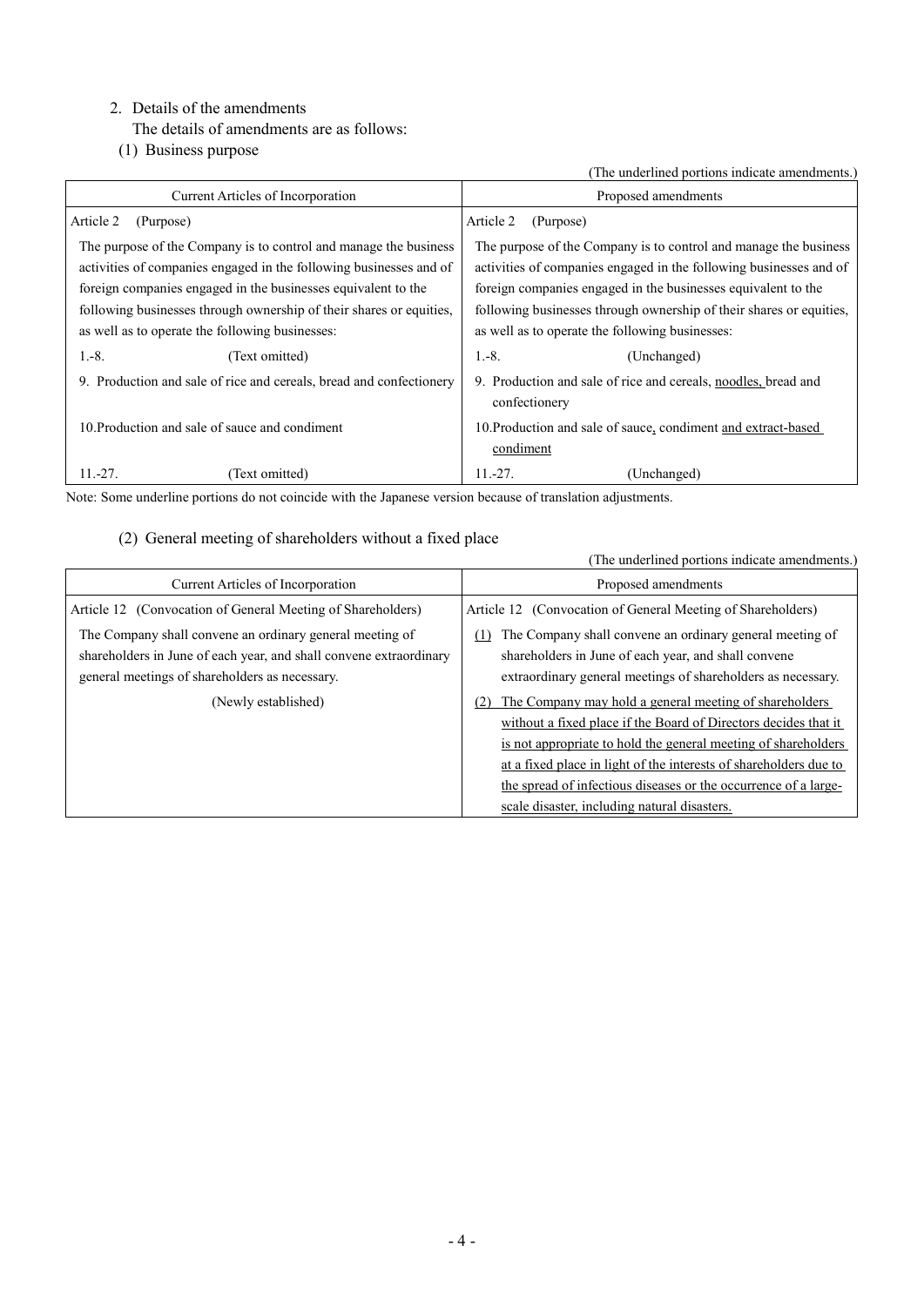2. Details of the amendments

The details of amendments are as follows:

(1) Business purpose

(The underlined portions indicate amendments.)

| Current Articles of Incorporation | Proposed amendments |
| --- | --- |
| Article 2 (Purpose) | Article 2 (Purpose) |
| The purpose of the Company is to control and manage the business activities of companies engaged in the following businesses and of foreign companies engaged in the businesses equivalent to the following businesses through ownership of their shares or equities, as well as to operate the following businesses: | The purpose of the Company is to control and manage the business activities of companies engaged in the following businesses and of foreign companies engaged in the businesses equivalent to the following businesses through ownership of their shares or equities, as well as to operate the following businesses: |
| 1.-8. (Text omitted) | 1.-8. (Unchanged) |
| 9. Production and sale of rice and cereals, bread and confectionery | 9. Production and sale of rice and cereals, <u>noodles,</u> bread and confectionery |
| 10. Production and sale of sauce and condiment | 10. Production and sale of sauce<u>,</u> condiment <u>and extract-based condiment</u> |
| 11.-27. (Text omitted) | 11.-27. (Unchanged) |

Note: Some underline portions do not coincide with the Japanese version because of translation adjustments.

(2) General meeting of shareholders without a fixed place

(The underlined portions indicate amendments.)

| Current Articles of Incorporation | Proposed amendments |
| --- | --- |
| Article 12 (Convocation of General Meeting of Shareholders) | Article 12 (Convocation of General Meeting of Shareholders) |
| The Company shall convene an ordinary general meeting of shareholders in June of each year, and shall convene extraordinary general meetings of shareholders as necessary. | <u>(1)</u> The Company shall convene an ordinary general meeting of shareholders in June of each year, and shall convene extraordinary general meetings of shareholders as necessary. |
| (Newly established) | <u>(2) The Company may hold a general meeting of shareholders without a fixed place if the Board of Directors decides that it is not appropriate to hold the general meeting of shareholders at a fixed place in light of the interests of shareholders due to the spread of infectious diseases or the occurrence of a large-scale disaster, including natural disasters.</u> |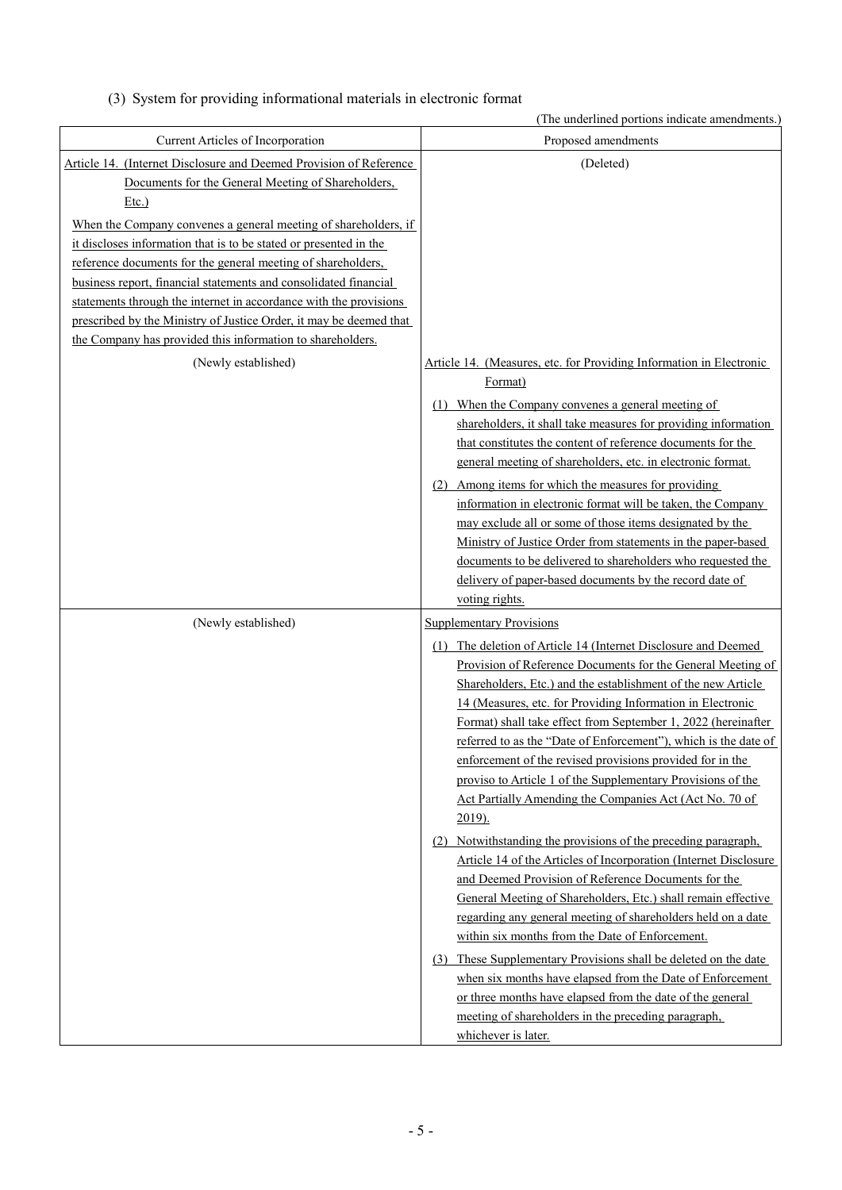(3) System for providing informational materials in electronic format

(The underlined portions indicate amendments.)

| Current Articles of Incorporation | Proposed amendments |
|---|---|
| Article 14. (Internet Disclosure and Deemed Provision of Reference Documents for the General Meeting of Shareholders, Etc.)<br><br>When the Company convenes a general meeting of shareholders, if it discloses information that is to be stated or presented in the reference documents for the general meeting of shareholders, business report, financial statements and consolidated financial statements through the internet in accordance with the provisions prescribed by the Ministry of Justice Order, it may be deemed that the Company has provided this information to shareholders. | (Deleted) |
| (Newly established) | Article 14. (Measures, etc. for Providing Information in Electronic Format)<br><br>(1) When the Company convenes a general meeting of shareholders, it shall take measures for providing information that constitutes the content of reference documents for the general meeting of shareholders, etc. in electronic format.<br><br>(2) Among items for which the measures for providing information in electronic format will be taken, the Company may exclude all or some of those items designated by the Ministry of Justice Order from statements in the paper-based documents to be delivered to shareholders who requested the delivery of paper-based documents by the record date of voting rights. |
| (Newly established) | Supplementary Provisions<br><br>(1) The deletion of Article 14 (Internet Disclosure and Deemed Provision of Reference Documents for the General Meeting of Shareholders, Etc.) and the establishment of the new Article 14 (Measures, etc. for Providing Information in Electronic Format) shall take effect from September 1, 2022 (hereinafter referred to as the "Date of Enforcement"), which is the date of enforcement of the revised provisions provided for in the proviso to Article 1 of the Supplementary Provisions of the Act Partially Amending the Companies Act (Act No. 70 of 2019).<br><br>(2) Notwithstanding the provisions of the preceding paragraph, Article 14 of the Articles of Incorporation (Internet Disclosure and Deemed Provision of Reference Documents for the General Meeting of Shareholders, Etc.) shall remain effective regarding any general meeting of shareholders held on a date within six months from the Date of Enforcement.<br><br>(3) These Supplementary Provisions shall be deleted on the date when six months have elapsed from the Date of Enforcement or three months have elapsed from the date of the general meeting of shareholders in the preceding paragraph, whichever is later. |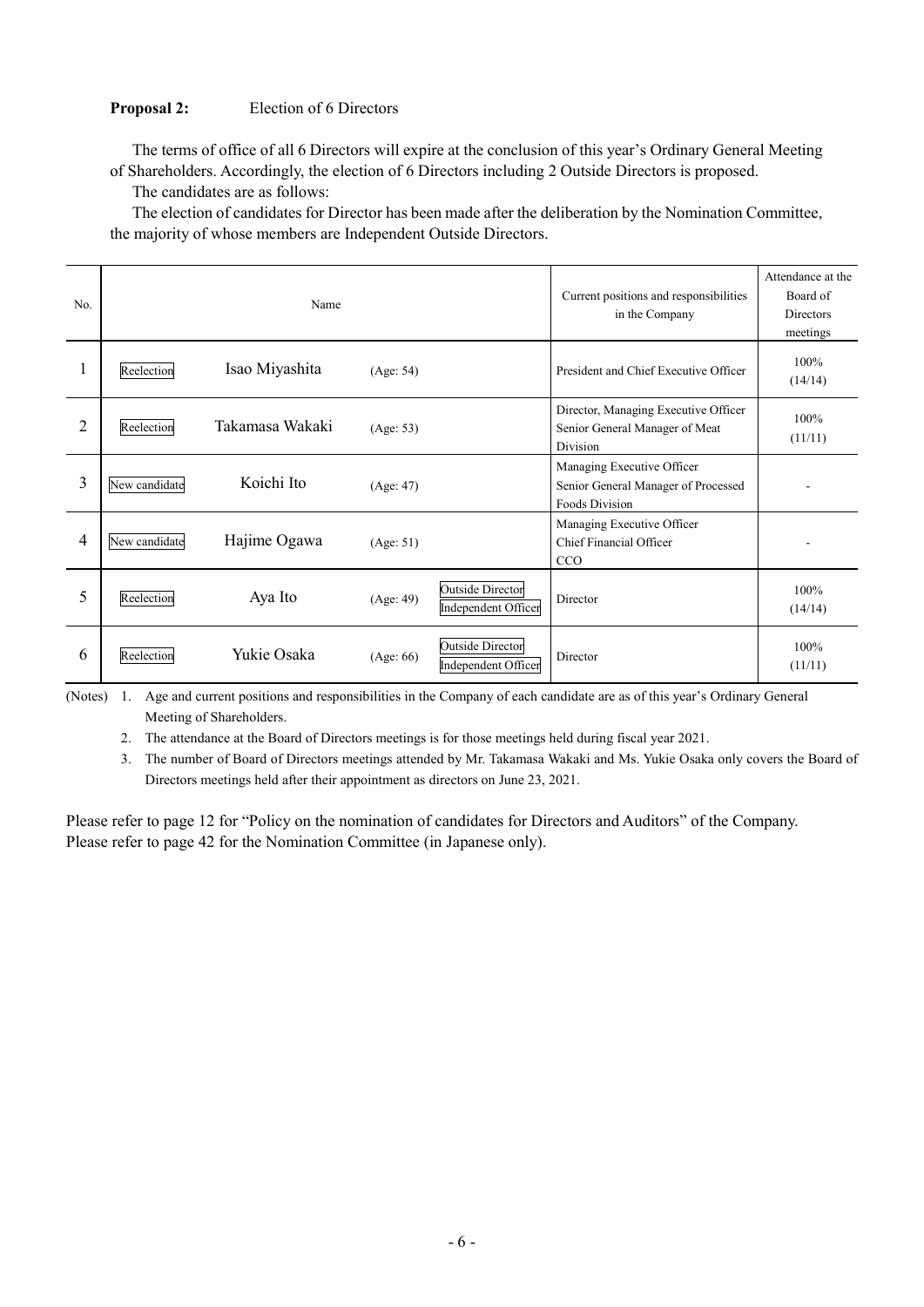**Proposal 2:** Election of 6 Directors

The terms of office of all 6 Directors will expire at the conclusion of this year's Ordinary General Meeting of Shareholders. Accordingly, the election of 6 Directors including 2 Outside Directors is proposed.

The candidates are as follows:

The election of candidates for Director has been made after the deliberation by the Nomination Committee, the majority of whose members are Independent Outside Directors.

| No. | Name | | | | Current positions and responsibilities in the Company | Attendance at the Board of Directors meetings |
|---|---|---|---|---|---|---|
| 1 | Reelection | Isao Miyashita | (Age: 54) | | President and Chief Executive Officer | 100% (14/14) |
| 2 | Reelection | Takamasa Wakaki | (Age: 53) | | Director, Managing Executive Officer<br>Senior General Manager of Meat Division | 100% (11/11) |
| 3 | New candidate | Koichi Ito | (Age: 47) | | Managing Executive Officer<br>Senior General Manager of Processed Foods Division | - |
| 4 | New candidate | Hajime Ogawa | (Age: 51) | | Managing Executive Officer<br>Chief Financial Officer<br>CCO | - |
| 5 | Reelection | Aya Ito | (Age: 49) | Outside Director<br>Independent Officer | Director | 100% (14/14) |
| 6 | Reelection | Yukie Osaka | (Age: 66) | Outside Director<br>Independent Officer | Director | 100% (11/11) |

(Notes)
1. Age and current positions and responsibilities in the Company of each candidate are as of this year's Ordinary General Meeting of Shareholders.
2. The attendance at the Board of Directors meetings is for those meetings held during fiscal year 2021.
3. The number of Board of Directors meetings attended by Mr. Takamasa Wakaki and Ms. Yukie Osaka only covers the Board of Directors meetings held after their appointment as directors on June 23, 2021.

Please refer to page 12 for "Policy on the nomination of candidates for Directors and Auditors" of the Company.
Please refer to page 42 for the Nomination Committee (in Japanese only).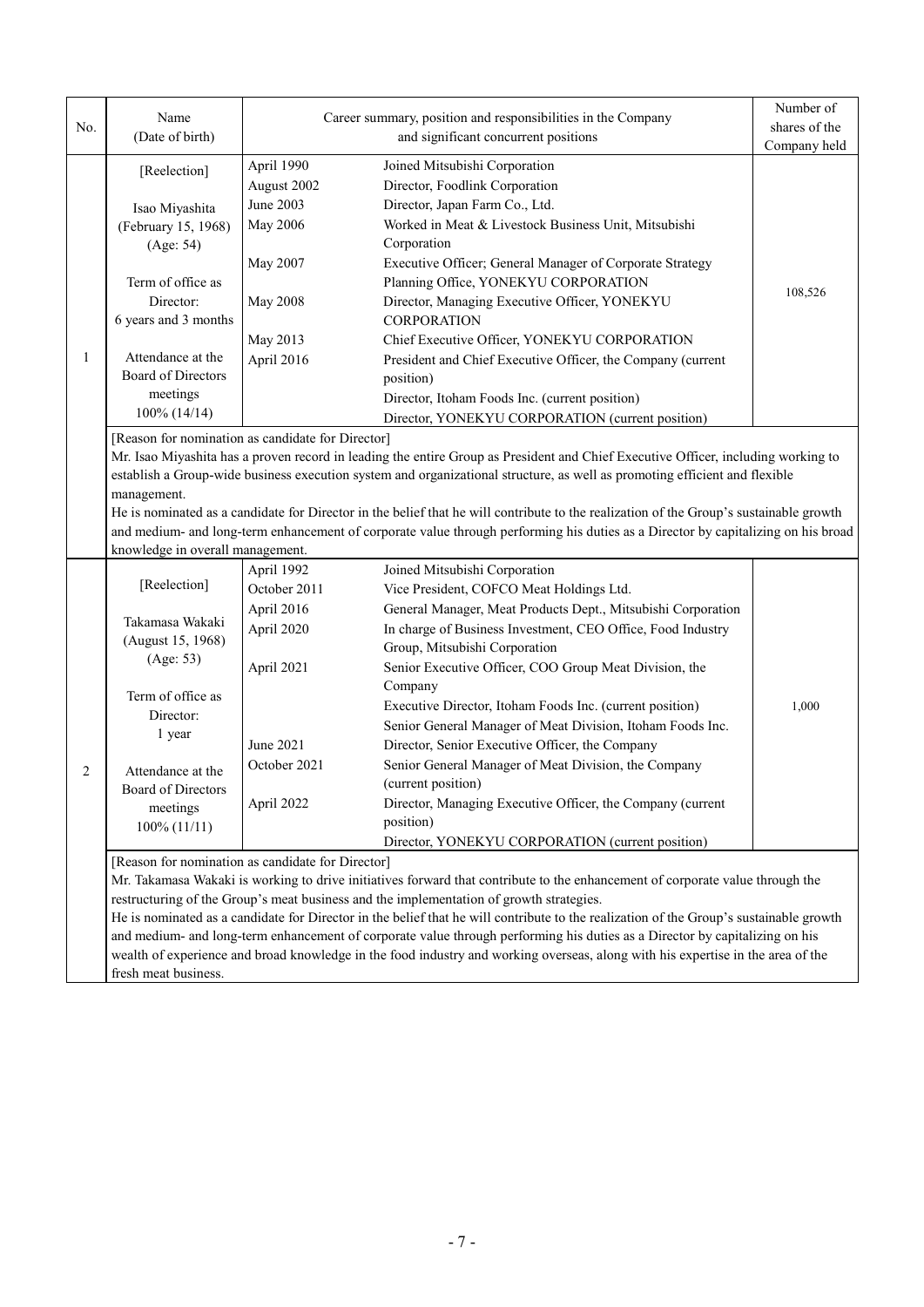| No. | Name (Date of birth) | Career summary, position and responsibilities in the Company and significant concurrent positions | | Number of shares of the Company held |
|---|---|---|---|---|
| 1 | [Reelection]<br><br>Isao Miyashita<br>(February 15, 1968)<br>(Age: 54)<br><br>Term of office as Director:<br>6 years and 3 months<br><br>Attendance at the Board of Directors meetings<br>100% (14/14) | April 1990<br>August 2002<br>June 2003<br>May 2006<br><br>May 2007<br><br>May 2008<br><br>May 2013<br>April 2016 | Joined Mitsubishi Corporation<br>Director, Foodlink Corporation<br>Director, Japan Farm Co., Ltd.<br>Worked in Meat & Livestock Business Unit, Mitsubishi Corporation<br>Executive Officer; General Manager of Corporate Strategy Planning Office, YONEKYU CORPORATION<br>Director, Managing Executive Officer, YONEKYU CORPORATION<br>Chief Executive Officer, YONEKYU CORPORATION<br>President and Chief Executive Officer, the Company (current position)<br>Director, Itoham Foods Inc. (current position)<br>Director, YONEKYU CORPORATION (current position) | 108,526 |
| | [Reason for nomination as candidate for Director]<br>Mr. Isao Miyashita has a proven record in leading the entire Group as President and Chief Executive Officer, including working to establish a Group-wide business execution system and organizational structure, as well as promoting efficient and flexible management.<br>He is nominated as a candidate for Director in the belief that he will contribute to the realization of the Group's sustainable growth and medium- and long-term enhancement of corporate value through performing his duties as a Director by capitalizing on his broad knowledge in overall management. | | | |
| 2 | [Reelection]<br><br>Takamasa Wakaki<br>(August 15, 1968)<br>(Age: 53)<br><br>Term of office as Director:<br>1 year<br><br>Attendance at the Board of Directors meetings<br>100% (11/11) | April 1992<br>October 2011<br>April 2016<br>April 2020<br><br>April 2021<br><br><br><br>June 2021<br>October 2021<br><br>April 2022 | Joined Mitsubishi Corporation<br>Vice President, COFCO Meat Holdings Ltd.<br>General Manager, Meat Products Dept., Mitsubishi Corporation<br>In charge of Business Investment, CEO Office, Food Industry Group, Mitsubishi Corporation<br>Senior Executive Officer, COO Group Meat Division, the Company<br>Executive Director, Itoham Foods Inc. (current position)<br>Senior General Manager of Meat Division, Itoham Foods Inc.<br>Director, Senior Executive Officer, the Company<br>Senior General Manager of Meat Division, the Company (current position)<br>Director, Managing Executive Officer, the Company (current position)<br>Director, YONEKYU CORPORATION (current position) | 1,000 |
| | [Reason for nomination as candidate for Director]<br>Mr. Takamasa Wakaki is working to drive initiatives forward that contribute to the enhancement of corporate value through the restructuring of the Group's meat business and the implementation of growth strategies.<br>He is nominated as a candidate for Director in the belief that he will contribute to the realization of the Group's sustainable growth and medium- and long-term enhancement of corporate value through performing his duties as a Director by capitalizing on his wealth of experience and broad knowledge in the food industry and working overseas, along with his expertise in the area of the fresh meat business. | | | |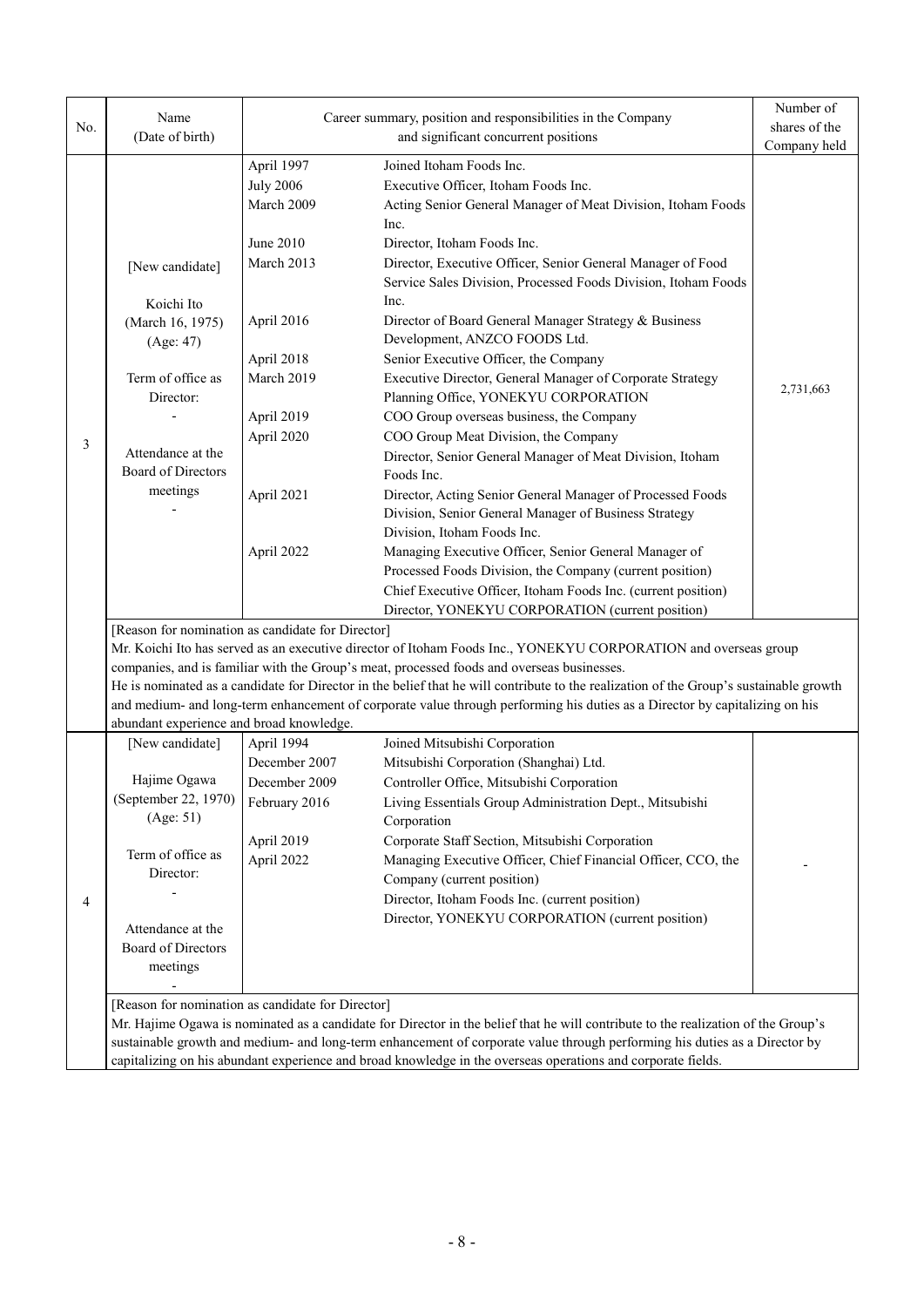| No. | Name (Date of birth) | Career summary, position and responsibilities in the Company and significant concurrent positions | | Number of shares of the Company held |
|---|---|---|---|---|
| 3 | [New candidate]<br><br>Koichi Ito<br>(March 16, 1975)<br>(Age: 47)<br><br>Term of office as Director:<br>-<br><br>Attendance at the Board of Directors meetings<br>- | April 1997<br>July 2006<br>March 2009<br><br>June 2010<br>March 2013<br><br><br>April 2016<br><br>April 2018<br>March 2019<br><br>April 2019<br>April 2020<br><br><br>April 2021<br><br><br>April 2022 | Joined Itoham Foods Inc.<br>Executive Officer, Itoham Foods Inc.<br>Acting Senior General Manager of Meat Division, Itoham Foods Inc.<br>Director, Itoham Foods Inc.<br>Director, Executive Officer, Senior General Manager of Food Service Sales Division, Processed Foods Division, Itoham Foods Inc.<br>Director of Board General Manager Strategy & Business Development, ANZCO FOODS Ltd.<br>Senior Executive Officer, the Company<br>Executive Director, General Manager of Corporate Strategy Planning Office, YONEKYU CORPORATION<br>COO Group overseas business, the Company<br>COO Group Meat Division, the Company<br>Director, Senior General Manager of Meat Division, Itoham Foods Inc.<br>Director, Acting Senior General Manager of Processed Foods Division, Senior General Manager of Business Strategy Division, Itoham Foods Inc.<br>Managing Executive Officer, Senior General Manager of Processed Foods Division, the Company (current position)<br>Chief Executive Officer, Itoham Foods Inc. (current position)<br>Director, YONEKYU CORPORATION (current position) | 2,731,663 |
| | [Reason for nomination as candidate for Director]<br>Mr. Koichi Ito has served as an executive director of Itoham Foods Inc., YONEKYU CORPORATION and overseas group companies, and is familiar with the Group's meat, processed foods and overseas businesses.<br>He is nominated as a candidate for Director in the belief that he will contribute to the realization of the Group's sustainable growth and medium- and long-term enhancement of corporate value through performing his duties as a Director by capitalizing on his abundant experience and broad knowledge. | | | |
| 4 | [New candidate]<br><br>Hajime Ogawa<br>(September 22, 1970)<br>(Age: 51)<br><br>Term of office as Director:<br>-<br><br>Attendance at the Board of Directors meetings<br>- | April 1994<br>December 2007<br>December 2009<br>February 2016<br><br>April 2019<br>April 2022 | Joined Mitsubishi Corporation<br>Mitsubishi Corporation (Shanghai) Ltd.<br>Controller Office, Mitsubishi Corporation<br>Living Essentials Group Administration Dept., Mitsubishi Corporation<br>Corporate Staff Section, Mitsubishi Corporation<br>Managing Executive Officer, Chief Financial Officer, CCO, the Company (current position)<br>Director, Itoham Foods Inc. (current position)<br>Director, YONEKYU CORPORATION (current position) | - |
| | [Reason for nomination as candidate for Director]<br>Mr. Hajime Ogawa is nominated as a candidate for Director in the belief that he will contribute to the realization of the Group's sustainable growth and medium- and long-term enhancement of corporate value through performing his duties as a Director by capitalizing on his abundant experience and broad knowledge in the overseas operations and corporate fields. | | | |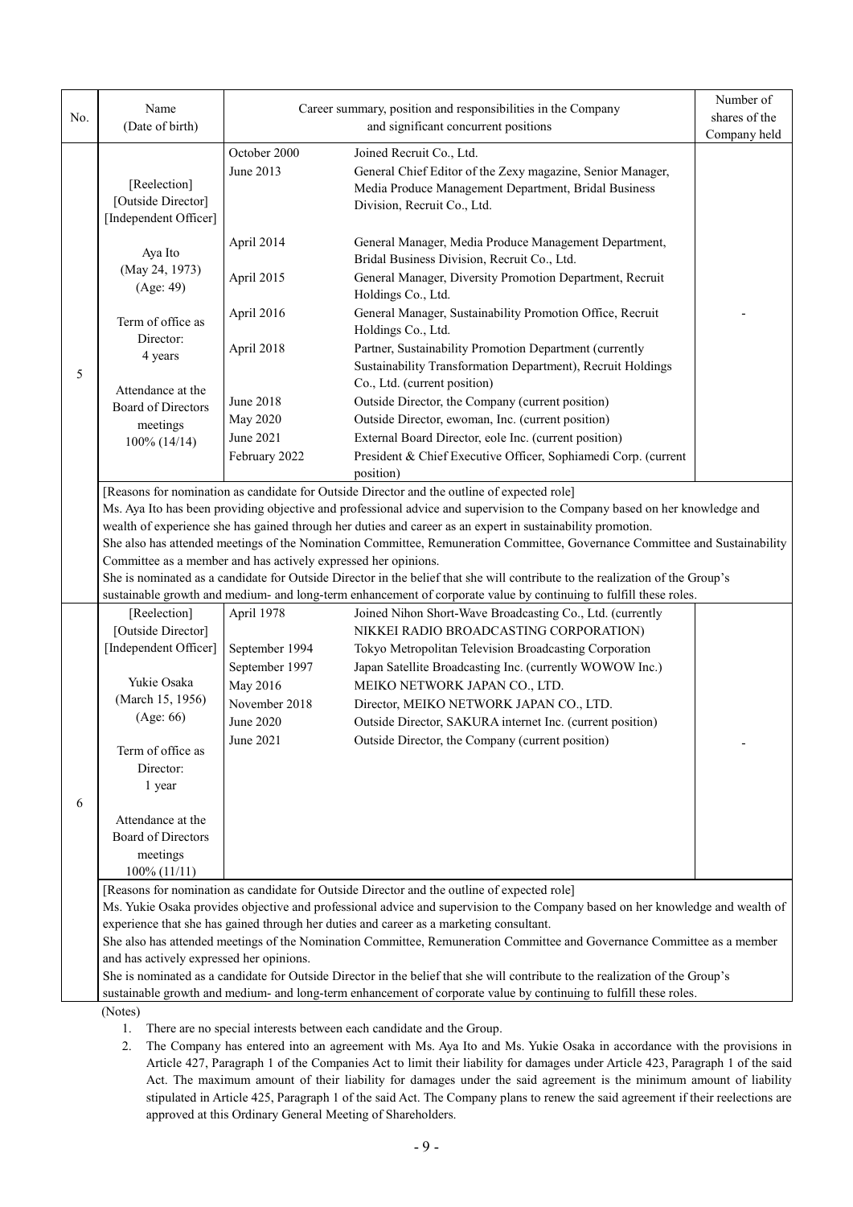| No. | Name (Date of birth) | Career summary, position and responsibilities in the Company and significant concurrent positions | | Number of shares of the Company held |
|---|---|---|---|---|
| 5 | [Reelection] [Outside Director] [Independent Officer]<br><br>Aya Ito (May 24, 1973) (Age: 49)<br><br>Term of office as Director: 4 years<br><br>Attendance at the Board of Directors meetings 100% (14/14) | October 2000<br>June 2013<br><br><br>April 2014<br><br>April 2015<br><br>April 2016<br><br>April 2018<br><br><br>June 2018<br>May 2020<br>June 2021<br>February 2022 | Joined Recruit Co., Ltd.<br>General Chief Editor of the Zexy magazine, Senior Manager, Media Produce Management Department, Bridal Business Division, Recruit Co., Ltd.<br>General Manager, Media Produce Management Department, Bridal Business Division, Recruit Co., Ltd.<br>General Manager, Diversity Promotion Department, Recruit Holdings Co., Ltd.<br>General Manager, Sustainability Promotion Office, Recruit Holdings Co., Ltd.<br>Partner, Sustainability Promotion Department (currently Sustainability Transformation Department), Recruit Holdings Co., Ltd. (current position)<br>Outside Director, the Company (current position)<br>Outside Director, ewoman, Inc. (current position)<br>External Board Director, eole Inc. (current position)<br>President & Chief Executive Officer, Sophiamedi Corp. (current position) | - |
| | [Reasons for nomination as candidate for Outside Director and the outline of expected role]<br>Ms. Aya Ito has been providing objective and professional advice and supervision to the Company based on her knowledge and wealth of experience she has gained through her duties and career as an expert in sustainability promotion.<br>She also has attended meetings of the Nomination Committee, Remuneration Committee, Governance Committee and Sustainability Committee as a member and has actively expressed her opinions.<br>She is nominated as a candidate for Outside Director in the belief that she will contribute to the realization of the Group's sustainable growth and medium- and long-term enhancement of corporate value by continuing to fulfill these roles. | | | |
| 6 | [Reelection] [Outside Director] [Independent Officer]<br><br>Yukie Osaka (March 15, 1956) (Age: 66)<br><br>Term of office as Director: 1 year<br><br>Attendance at the Board of Directors meetings 100% (11/11) | April 1978<br><br>September 1994<br>September 1997<br>May 2016<br>November 2018<br>June 2020<br>June 2021 | Joined Nihon Short-Wave Broadcasting Co., Ltd. (currently NIKKEI RADIO BROADCASTING CORPORATION)<br>Tokyo Metropolitan Television Broadcasting Corporation<br>Japan Satellite Broadcasting Inc. (currently WOWOW Inc.)<br>MEIKO NETWORK JAPAN CO., LTD.<br>Director, MEIKO NETWORK JAPAN CO., LTD.<br>Outside Director, SAKURA internet Inc. (current position)<br>Outside Director, the Company (current position) | - |
| | [Reasons for nomination as candidate for Outside Director and the outline of expected role]<br>Ms. Yukie Osaka provides objective and professional advice and supervision to the Company based on her knowledge and wealth of experience that she has gained through her duties and career as a marketing consultant.<br>She also has attended meetings of the Nomination Committee, Remuneration Committee and Governance Committee as a member and has actively expressed her opinions.<br>She is nominated as a candidate for Outside Director in the belief that she will contribute to the realization of the Group's sustainable growth and medium- and long-term enhancement of corporate value by continuing to fulfill these roles. | | | |

(Notes)

1. There are no special interests between each candidate and the Group.
2. The Company has entered into an agreement with Ms. Aya Ito and Ms. Yukie Osaka in accordance with the provisions in Article 427, Paragraph 1 of the Companies Act to limit their liability for damages under Article 423, Paragraph 1 of the said Act. The maximum amount of their liability for damages under the said agreement is the minimum amount of liability stipulated in Article 425, Paragraph 1 of the said Act. The Company plans to renew the said agreement if their reelections are approved at this Ordinary General Meeting of Shareholders.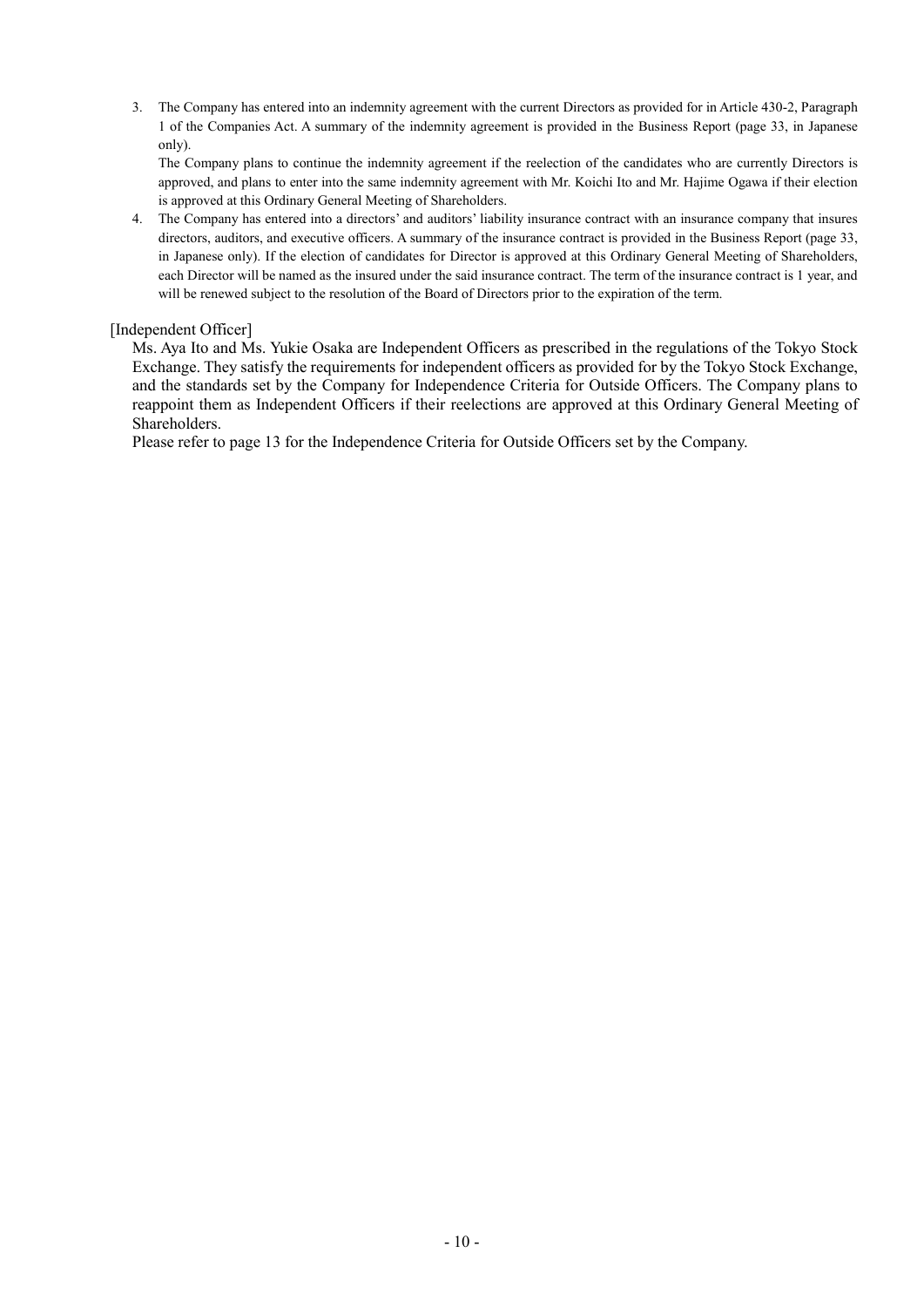3. The Company has entered into an indemnity agreement with the current Directors as provided for in Article 430-2, Paragraph 1 of the Companies Act. A summary of the indemnity agreement is provided in the Business Report (page 33, in Japanese only).

   The Company plans to continue the indemnity agreement if the reelection of the candidates who are currently Directors is approved, and plans to enter into the same indemnity agreement with Mr. Koichi Ito and Mr. Hajime Ogawa if their election is approved at this Ordinary General Meeting of Shareholders.

4. The Company has entered into a directors' and auditors' liability insurance contract with an insurance company that insures directors, auditors, and executive officers. A summary of the insurance contract is provided in the Business Report (page 33, in Japanese only). If the election of candidates for Director is approved at this Ordinary General Meeting of Shareholders, each Director will be named as the insured under the said insurance contract. The term of the insurance contract is 1 year, and will be renewed subject to the resolution of the Board of Directors prior to the expiration of the term.

[Independent Officer]

Ms. Aya Ito and Ms. Yukie Osaka are Independent Officers as prescribed in the regulations of the Tokyo Stock Exchange. They satisfy the requirements for independent officers as provided for by the Tokyo Stock Exchange, and the standards set by the Company for Independence Criteria for Outside Officers. The Company plans to reappoint them as Independent Officers if their reelections are approved at this Ordinary General Meeting of Shareholders.

Please refer to page 13 for the Independence Criteria for Outside Officers set by the Company.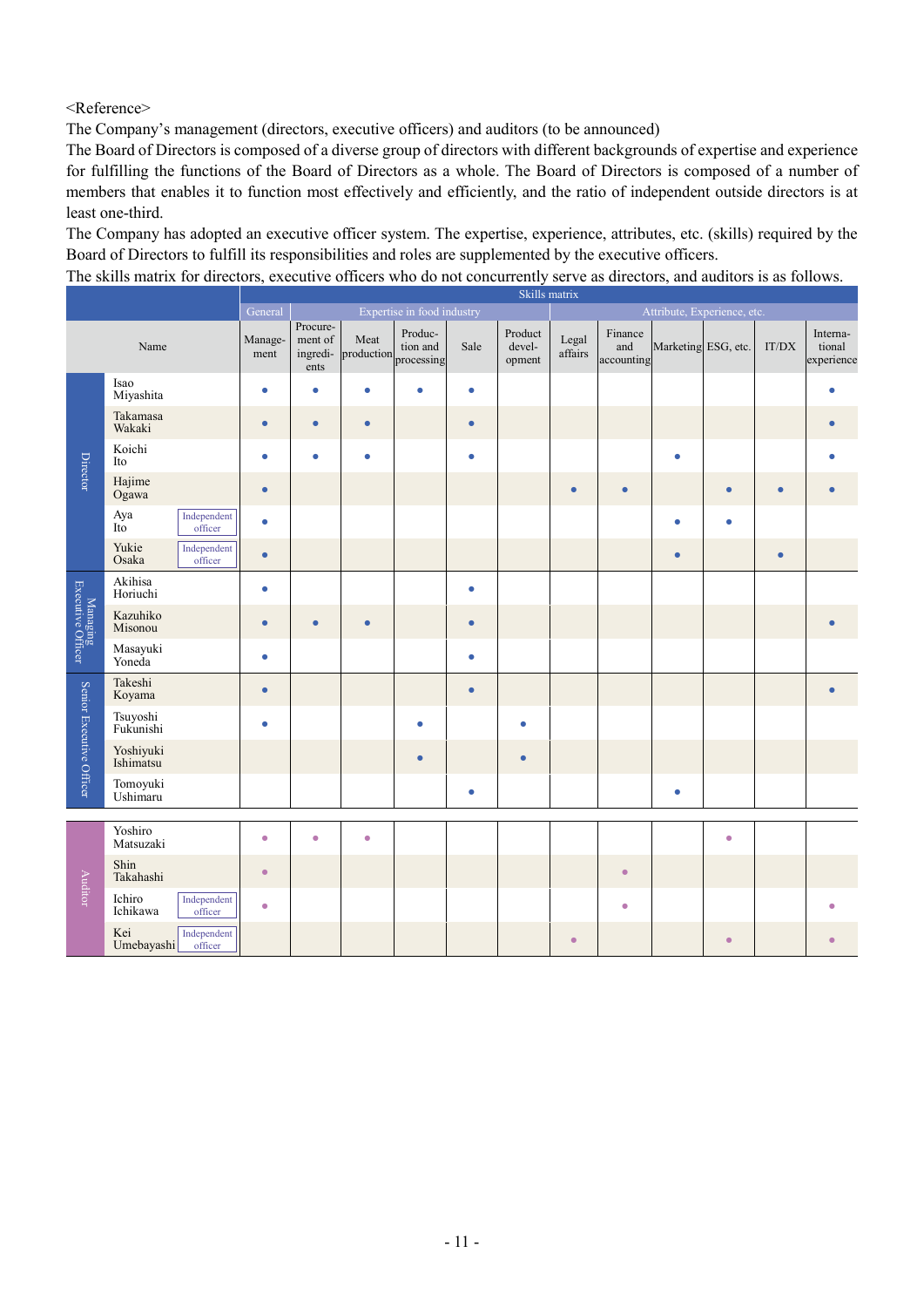<Reference>

The Company's management (directors, executive officers) and auditors (to be announced)

The Board of Directors is composed of a diverse group of directors with different backgrounds of expertise and experience for fulfilling the functions of the Board of Directors as a whole. The Board of Directors is composed of a number of members that enables it to function most effectively and efficiently, and the ratio of independent outside directors is at least one-third.

The Company has adopted an executive officer system. The expertise, experience, attributes, etc. (skills) required by the Board of Directors to fulfill its responsibilities and roles are supplemented by the executive officers.

The skills matrix for directors, executive officers who do not concurrently serve as directors, and auditors is as follows.

| | | | Skills matrix | | | | | | | | | | | |
|---|---|---|---|---|---|---|---|---|---|---|---|---|---|---|
| | | | General | Expertise in food industry | | | | | Attribute, Experience, etc. | | | | | |
| | Name | | Management | Procurement of ingredients | Meat production | Production and processing | Sale | Product development | Legal affairs | Finance and accounting | Marketing | ESG, etc. | IT/DX | International experience |
| Director | Isao Miyashita | | ● | ● | ● | ● | ● | | | | | | | ● |
| Director | Takamasa Wakaki | | ● | ● | ● | | ● | | | | | | | ● |
| Director | Koichi Ito | | ● | ● | ● | | ● | | | | ● | | | ● |
| Director | Hajime Ogawa | | ● | | | | | | ● | ● | | ● | ● | ● |
| Director | Aya Ito | Independent officer | ● | | | | | | | | ● | ● | | |
| Director | Yukie Osaka | Independent officer | ● | | | | | | | | ● | | ● | |
| Managing Executive Officer | Akihisa Horiuchi | | ● | | | | ● | | | | | | | |
| Managing Executive Officer | Kazuhiko Misonou | | ● | ● | ● | | ● | | | | | | | ● |
| Managing Executive Officer | Masayuki Yoneda | | ● | | | | ● | | | | | | | |
| Senior Executive Officer | Takeshi Koyama | | ● | | | | ● | | | | | | | ● |
| Senior Executive Officer | Tsuyoshi Fukunishi | | ● | | | ● | | ● | | | | | | |
| Senior Executive Officer | Yoshiyuki Ishimatsu | | | | | ● | | ● | | | | | | |
| Senior Executive Officer | Tomoyuki Ushimaru | | | | | | ● | | | | ● | | | |
| Auditor | Yoshiro Matsuzaki | | ● | ● | ● | | | | | | | ● | | |
| Auditor | Shin Takahashi | | ● | | | | | | | ● | | | | |
| Auditor | Ichiro Ichikawa | Independent officer | ● | | | | | | | ● | | | | ● |
| Auditor | Kei Umebayashi | Independent officer | | | | | | | ● | | | ● | | ● |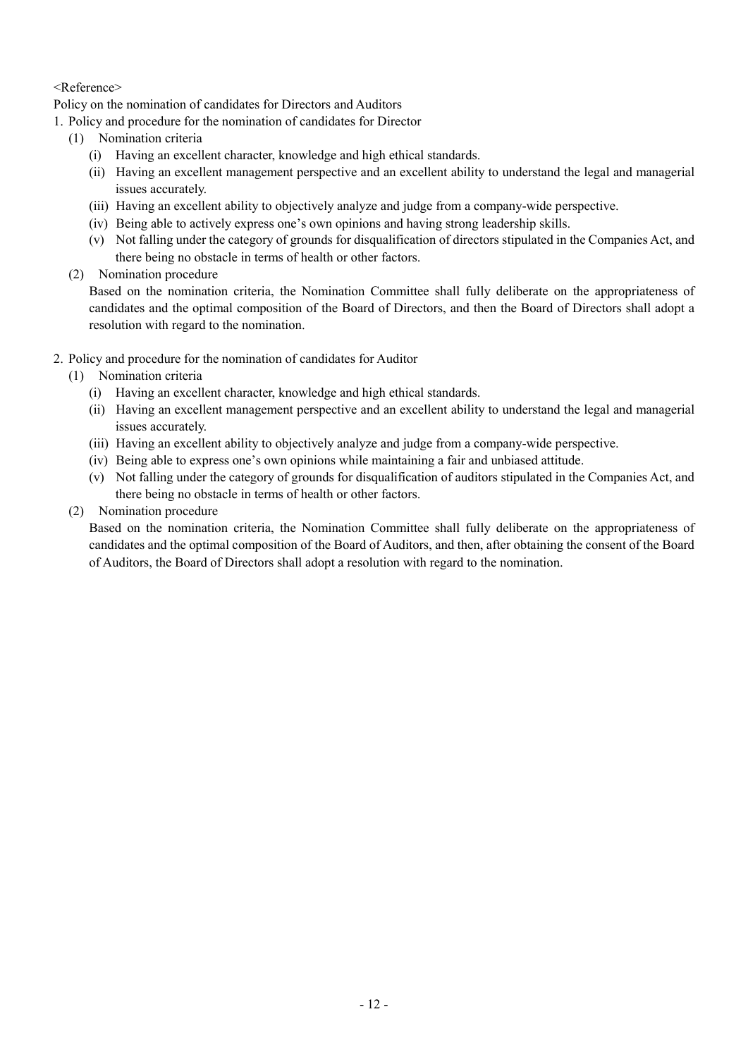<Reference>

Policy on the nomination of candidates for Directors and Auditors

1. Policy and procedure for the nomination of candidates for Director
   (1) Nomination criteria
      (i) Having an excellent character, knowledge and high ethical standards.
      (ii) Having an excellent management perspective and an excellent ability to understand the legal and managerial issues accurately.
      (iii) Having an excellent ability to objectively analyze and judge from a company-wide perspective.
      (iv) Being able to actively express one's own opinions and having strong leadership skills.
      (v) Not falling under the category of grounds for disqualification of directors stipulated in the Companies Act, and there being no obstacle in terms of health or other factors.
   (2) Nomination procedure
   Based on the nomination criteria, the Nomination Committee shall fully deliberate on the appropriateness of candidates and the optimal composition of the Board of Directors, and then the Board of Directors shall adopt a resolution with regard to the nomination.

2. Policy and procedure for the nomination of candidates for Auditor
   (1) Nomination criteria
      (i) Having an excellent character, knowledge and high ethical standards.
      (ii) Having an excellent management perspective and an excellent ability to understand the legal and managerial issues accurately.
      (iii) Having an excellent ability to objectively analyze and judge from a company-wide perspective.
      (iv) Being able to express one's own opinions while maintaining a fair and unbiased attitude.
      (v) Not falling under the category of grounds for disqualification of auditors stipulated in the Companies Act, and there being no obstacle in terms of health or other factors.
   (2) Nomination procedure
   Based on the nomination criteria, the Nomination Committee shall fully deliberate on the appropriateness of candidates and the optimal composition of the Board of Auditors, and then, after obtaining the consent of the Board of Auditors, the Board of Directors shall adopt a resolution with regard to the nomination.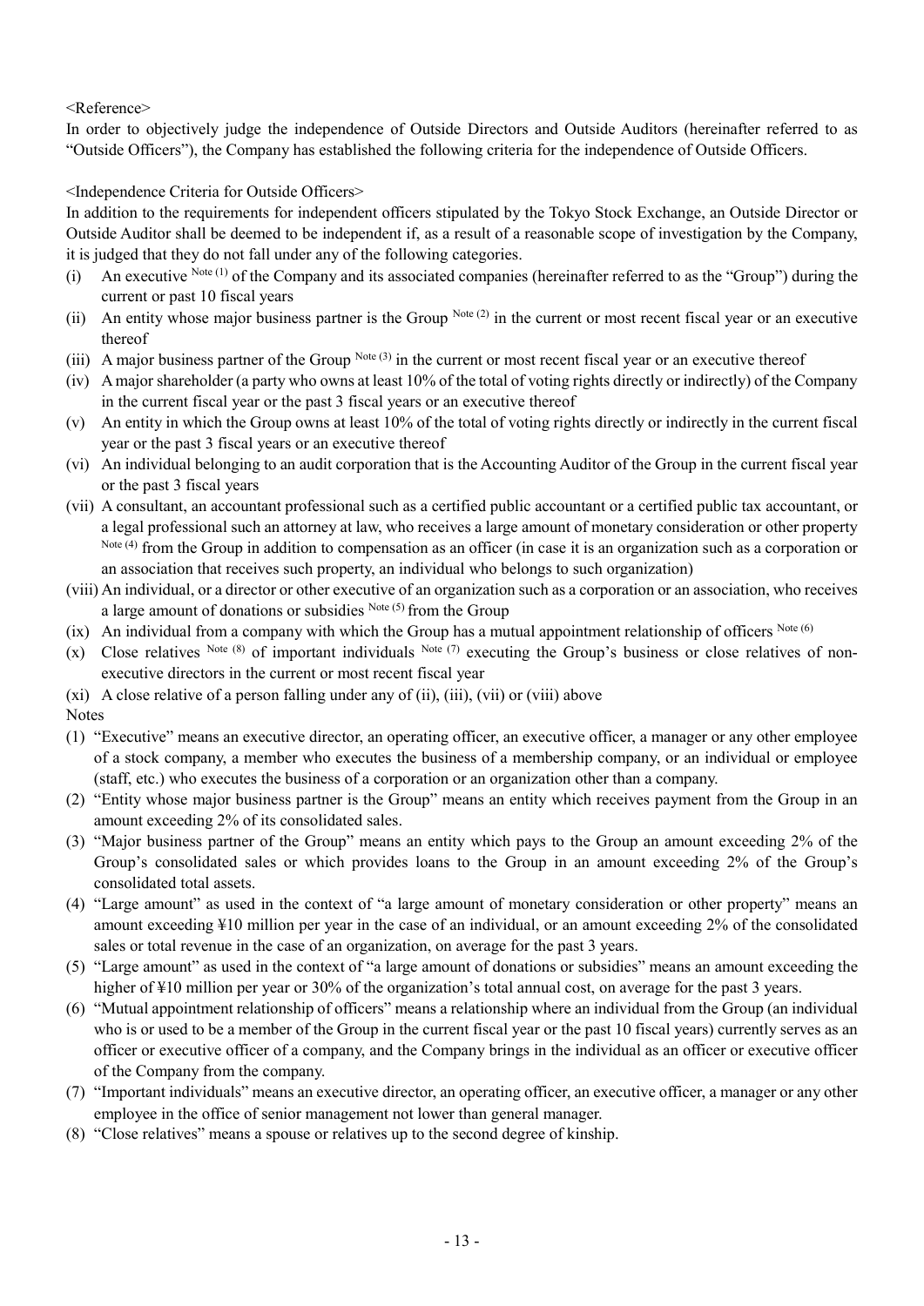<Reference>

In order to objectively judge the independence of Outside Directors and Outside Auditors (hereinafter referred to as "Outside Officers"), the Company has established the following criteria for the independence of Outside Officers.

<Independence Criteria for Outside Officers>

In addition to the requirements for independent officers stipulated by the Tokyo Stock Exchange, an Outside Director or Outside Auditor shall be deemed to be independent if, as a result of a reasonable scope of investigation by the Company, it is judged that they do not fall under any of the following categories.

(i) An executive [Note (1)] of the Company and its associated companies (hereinafter referred to as the "Group") during the current or past 10 fiscal years

(ii) An entity whose major business partner is the Group [Note (2)] in the current or most recent fiscal year or an executive thereof

(iii) A major business partner of the Group [Note (3)] in the current or most recent fiscal year or an executive thereof

(iv) A major shareholder (a party who owns at least 10% of the total of voting rights directly or indirectly) of the Company in the current fiscal year or the past 3 fiscal years or an executive thereof

(v) An entity in which the Group owns at least 10% of the total of voting rights directly or indirectly in the current fiscal year or the past 3 fiscal years or an executive thereof

(vi) An individual belonging to an audit corporation that is the Accounting Auditor of the Group in the current fiscal year or the past 3 fiscal years

(vii) A consultant, an accountant professional such as a certified public accountant or a certified public tax accountant, or a legal professional such an attorney at law, who receives a large amount of monetary consideration or other property [Note (4)] from the Group in addition to compensation as an officer (in case it is an organization such as a corporation or an association that receives such property, an individual who belongs to such organization)

(viii) An individual, or a director or other executive of an organization such as a corporation or an association, who receives a large amount of donations or subsidies [Note (5)] from the Group

(ix) An individual from a company with which the Group has a mutual appointment relationship of officers [Note (6)]

(x) Close relatives [Note (8)] of important individuals [Note (7)] executing the Group's business or close relatives of non-executive directors in the current or most recent fiscal year

(xi) A close relative of a person falling under any of (ii), (iii), (vii) or (viii) above

Notes

(1) "Executive" means an executive director, an operating officer, an executive officer, a manager or any other employee of a stock company, a member who executes the business of a membership company, or an individual or employee (staff, etc.) who executes the business of a corporation or an organization other than a company.

(2) "Entity whose major business partner is the Group" means an entity which receives payment from the Group in an amount exceeding 2% of its consolidated sales.

(3) "Major business partner of the Group" means an entity which pays to the Group an amount exceeding 2% of the Group's consolidated sales or which provides loans to the Group in an amount exceeding 2% of the Group's consolidated total assets.

(4) "Large amount" as used in the context of "a large amount of monetary consideration or other property" means an amount exceeding ¥10 million per year in the case of an individual, or an amount exceeding 2% of the consolidated sales or total revenue in the case of an organization, on average for the past 3 years.

(5) "Large amount" as used in the context of "a large amount of donations or subsidies" means an amount exceeding the higher of ¥10 million per year or 30% of the organization's total annual cost, on average for the past 3 years.

(6) "Mutual appointment relationship of officers" means a relationship where an individual from the Group (an individual who is or used to be a member of the Group in the current fiscal year or the past 10 fiscal years) currently serves as an officer or executive officer of a company, and the Company brings in the individual as an officer or executive officer of the Company from the company.

(7) "Important individuals" means an executive director, an operating officer, an executive officer, a manager or any other employee in the office of senior management not lower than general manager.

(8) "Close relatives" means a spouse or relatives up to the second degree of kinship.